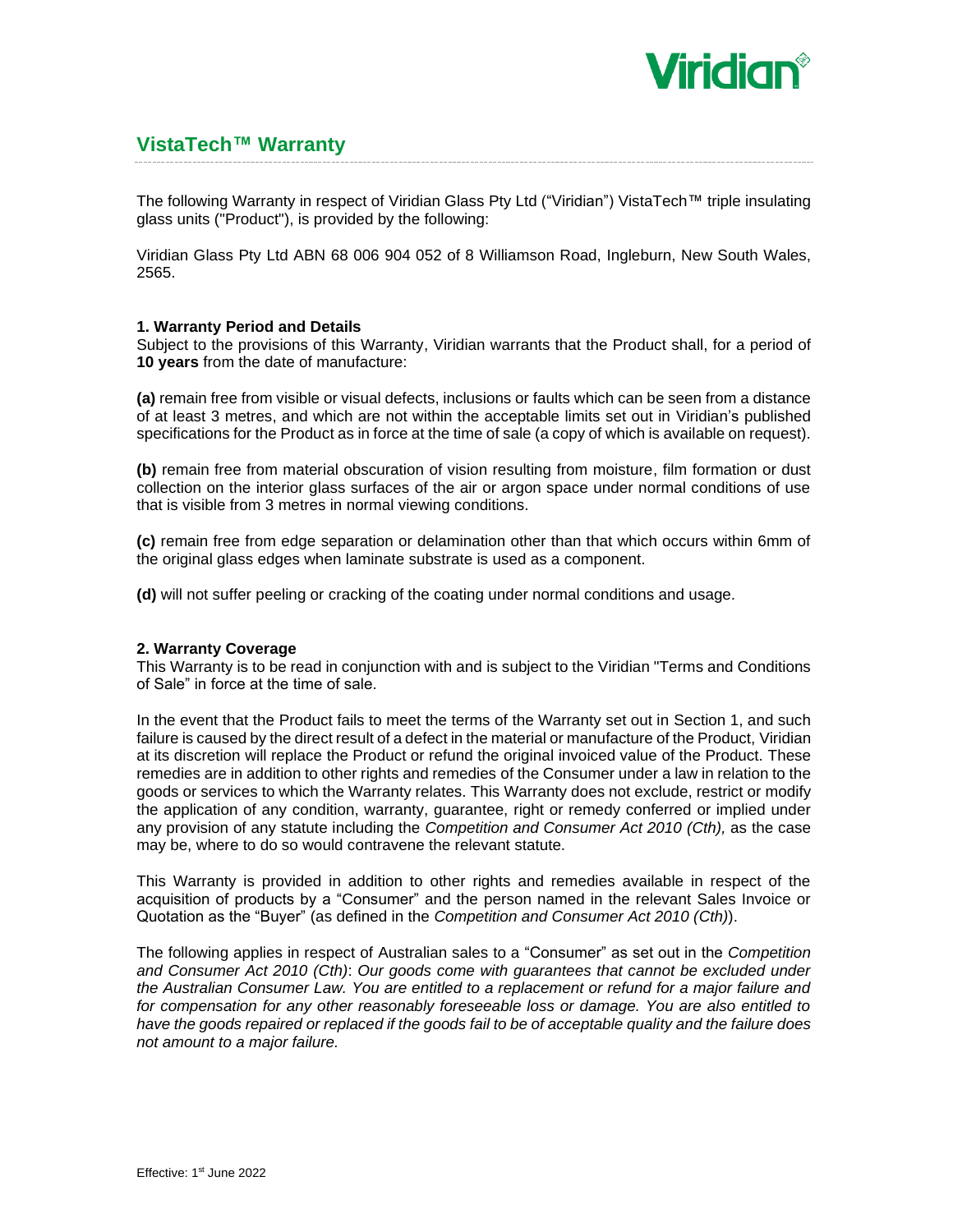Viridian

# VistaTech™ Warranty

The following Warranty in respect of Viridian Glass Pty Ltd ("Viridian") VistaTech™ triple insulating glass units ("Product"), is provided by the following:

Viridian Glass Pty Ltd ABN 68 006 904 052 of 8 Williamson Road, Ingleburn, New South Wales, 2565.

**1. Warranty Period and Details**
Subject to the provisions of this Warranty, Viridian warrants that the Product shall, for a period of **10 years** from the date of manufacture:

**(a)** remain free from visible or visual defects, inclusions or faults which can be seen from a distance of at least 3 metres, and which are not within the acceptable limits set out in Viridian's published specifications for the Product as in force at the time of sale (a copy of which is available on request).

**(b)** remain free from material obscuration of vision resulting from moisture, film formation or dust collection on the interior glass surfaces of the air or argon space under normal conditions of use that is visible from 3 metres in normal viewing conditions.

**(c)** remain free from edge separation or delamination other than that which occurs within 6mm of the original glass edges when laminate substrate is used as a component.

**(d)** will not suffer peeling or cracking of the coating under normal conditions and usage.

**2. Warranty Coverage**
This Warranty is to be read in conjunction with and is subject to the Viridian "Terms and Conditions of Sale" in force at the time of sale.

In the event that the Product fails to meet the terms of the Warranty set out in Section 1, and such failure is caused by the direct result of a defect in the material or manufacture of the Product, Viridian at its discretion will replace the Product or refund the original invoiced value of the Product. These remedies are in addition to other rights and remedies of the Consumer under a law in relation to the goods or services to which the Warranty relates. This Warranty does not exclude, restrict or modify the application of any condition, warranty, guarantee, right or remedy conferred or implied under any provision of any statute including the *Competition and Consumer Act 2010 (Cth),* as the case may be, where to do so would contravene the relevant statute.

This Warranty is provided in addition to other rights and remedies available in respect of the acquisition of products by a "Consumer" and the person named in the relevant Sales Invoice or Quotation as the "Buyer" (as defined in the *Competition and Consumer Act 2010 (Cth)*).

The following applies in respect of Australian sales to a "Consumer" as set out in the *Competition and Consumer Act 2010 (Cth)*: *Our goods come with guarantees that cannot be excluded under the Australian Consumer Law. You are entitled to a replacement or refund for a major failure and for compensation for any other reasonably foreseeable loss or damage. You are also entitled to have the goods repaired or replaced if the goods fail to be of acceptable quality and the failure does not amount to a major failure.*

Effective: 1st June 2022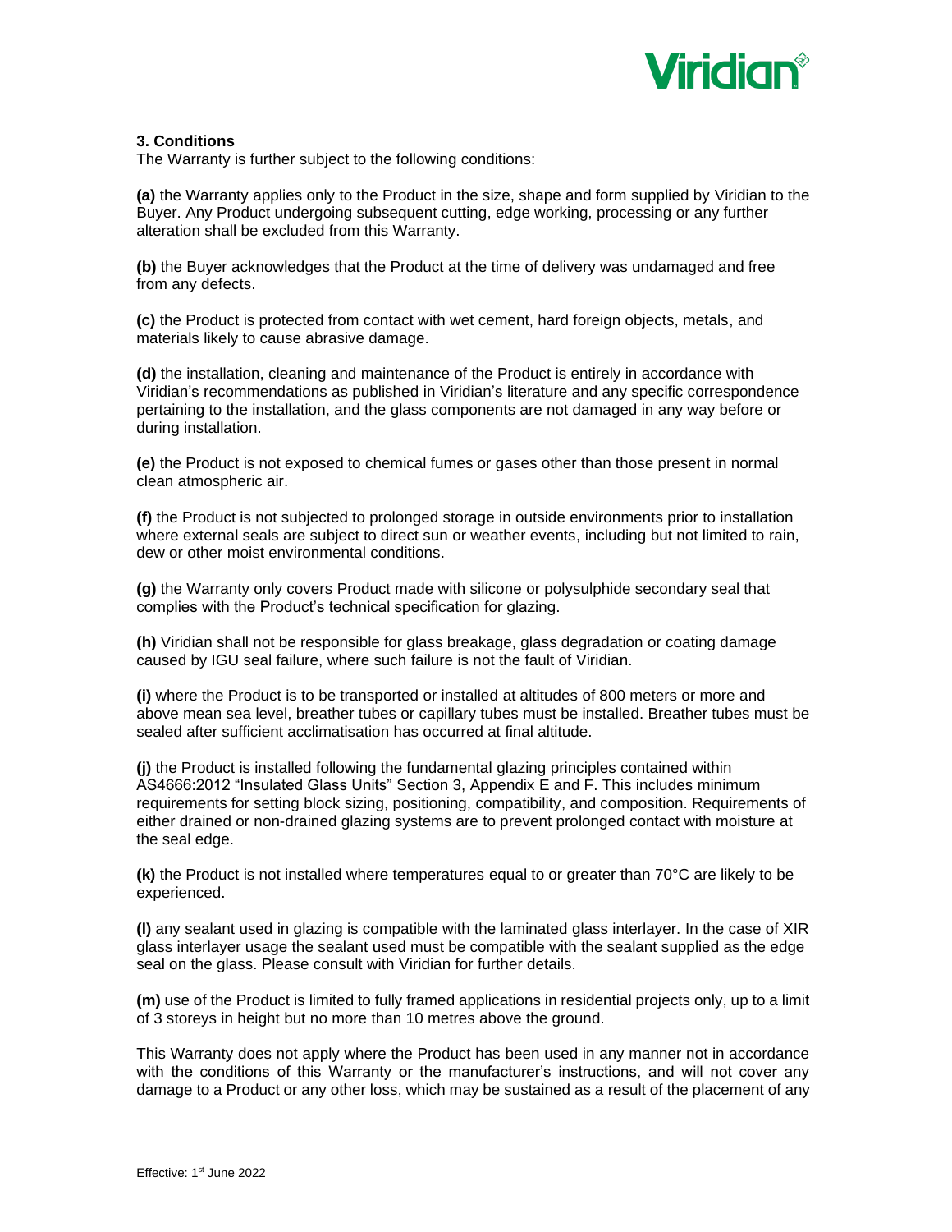**3. Conditions**

The Warranty is further subject to the following conditions:

**(a)** the Warranty applies only to the Product in the size, shape and form supplied by Viridian to the Buyer. Any Product undergoing subsequent cutting, edge working, processing or any further alteration shall be excluded from this Warranty.

**(b)** the Buyer acknowledges that the Product at the time of delivery was undamaged and free from any defects.

**(c)** the Product is protected from contact with wet cement, hard foreign objects, metals, and materials likely to cause abrasive damage.

**(d)** the installation, cleaning and maintenance of the Product is entirely in accordance with Viridian's recommendations as published in Viridian's literature and any specific correspondence pertaining to the installation, and the glass components are not damaged in any way before or during installation.

**(e)** the Product is not exposed to chemical fumes or gases other than those present in normal clean atmospheric air.

**(f)** the Product is not subjected to prolonged storage in outside environments prior to installation where external seals are subject to direct sun or weather events, including but not limited to rain, dew or other moist environmental conditions.

**(g)** the Warranty only covers Product made with silicone or polysulphide secondary seal that complies with the Product's technical specification for glazing.

**(h)** Viridian shall not be responsible for glass breakage, glass degradation or coating damage caused by IGU seal failure, where such failure is not the fault of Viridian.

**(i)** where the Product is to be transported or installed at altitudes of 800 meters or more and above mean sea level, breather tubes or capillary tubes must be installed. Breather tubes must be sealed after sufficient acclimatisation has occurred at final altitude.

**(j)** the Product is installed following the fundamental glazing principles contained within AS4666:2012 "Insulated Glass Units" Section 3, Appendix E and F. This includes minimum requirements for setting block sizing, positioning, compatibility, and composition. Requirements of either drained or non-drained glazing systems are to prevent prolonged contact with moisture at the seal edge.

**(k)** the Product is not installed where temperatures equal to or greater than 70°C are likely to be experienced.

**(l)** any sealant used in glazing is compatible with the laminated glass interlayer. In the case of XIR glass interlayer usage the sealant used must be compatible with the sealant supplied as the edge seal on the glass. Please consult with Viridian for further details.

**(m)** use of the Product is limited to fully framed applications in residential projects only, up to a limit of 3 storeys in height but no more than 10 metres above the ground.

This Warranty does not apply where the Product has been used in any manner not in accordance with the conditions of this Warranty or the manufacturer's instructions, and will not cover any damage to a Product or any other loss, which may be sustained as a result of the placement of any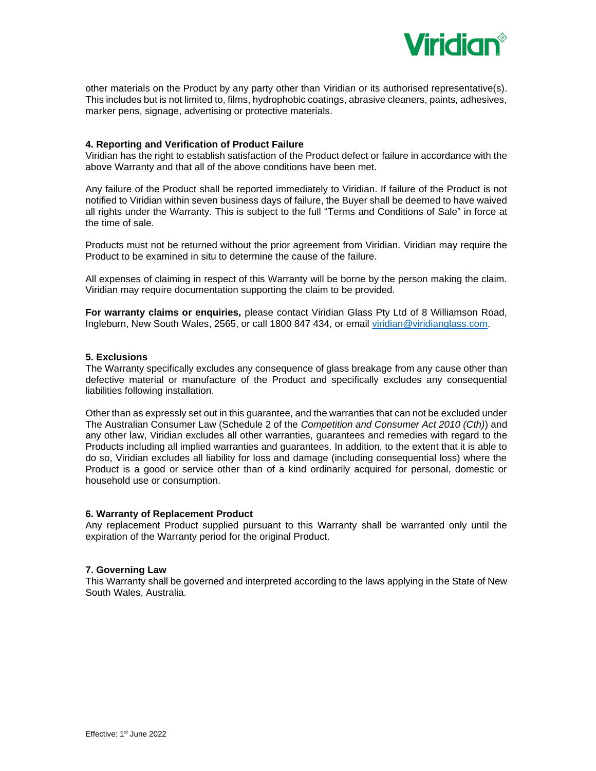other materials on the Product by any party other than Viridian or its authorised representative(s). This includes but is not limited to, films, hydrophobic coatings, abrasive cleaners, paints, adhesives, marker pens, signage, advertising or protective materials.

**4. Reporting and Verification of Product Failure**

Viridian has the right to establish satisfaction of the Product defect or failure in accordance with the above Warranty and that all of the above conditions have been met.

Any failure of the Product shall be reported immediately to Viridian. If failure of the Product is not notified to Viridian within seven business days of failure, the Buyer shall be deemed to have waived all rights under the Warranty. This is subject to the full "Terms and Conditions of Sale" in force at the time of sale.

Products must not be returned without the prior agreement from Viridian. Viridian may require the Product to be examined in situ to determine the cause of the failure.

All expenses of claiming in respect of this Warranty will be borne by the person making the claim. Viridian may require documentation supporting the claim to be provided.

**For warranty claims or enquiries,** please contact Viridian Glass Pty Ltd of 8 Williamson Road, Ingleburn, New South Wales, 2565, or call 1800 847 434, or email viridian@viridianglass.com.

**5. Exclusions**

The Warranty specifically excludes any consequence of glass breakage from any cause other than defective material or manufacture of the Product and specifically excludes any consequential liabilities following installation.

Other than as expressly set out in this guarantee, and the warranties that can not be excluded under The Australian Consumer Law (Schedule 2 of the *Competition and Consumer Act 2010 (Cth)*) and any other law, Viridian excludes all other warranties, guarantees and remedies with regard to the Products including all implied warranties and guarantees. In addition, to the extent that it is able to do so, Viridian excludes all liability for loss and damage (including consequential loss) where the Product is a good or service other than of a kind ordinarily acquired for personal, domestic or household use or consumption.

**6. Warranty of Replacement Product**

Any replacement Product supplied pursuant to this Warranty shall be warranted only until the expiration of the Warranty period for the original Product.

**7. Governing Law**

This Warranty shall be governed and interpreted according to the laws applying in the State of New South Wales, Australia.

Effective: 1st June 2022